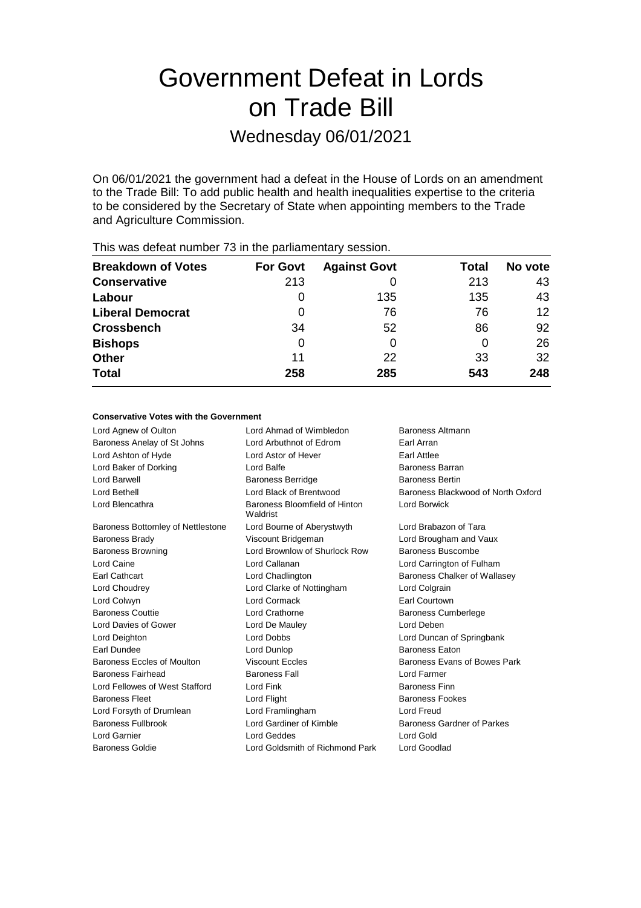# Government Defeat in Lords on Trade Bill

## Wednesday 06/01/2021

On 06/01/2021 the government had a defeat in the House of Lords on an amendment to the Trade Bill: To add public health and health inequalities expertise to the criteria to be considered by the Secretary of State when appointing members to the Trade and Agriculture Commission.

This was defeat number 73 in the parliamentary session.

| Breakdown of Votes | For Govt | Against Govt | Total | No vote |
|---|---|---|---|---|
| **Conservative** | 213 | 0 | 213 | 43 |
| **Labour** | 0 | 135 | 135 | 43 |
| **Liberal Democrat** | 0 | 76 | 76 | 12 |
| **Crossbench** | 34 | 52 | 86 | 92 |
| **Bishops** | 0 | 0 | 0 | 26 |
| **Other** | 11 | 22 | 33 | 32 |
| **Total** | **258** | **285** | **543** | **248** |

### Conservative Votes with the Government

Lord Agnew of Oulton, Lord Ahmad of Wimbledon, Baroness Altmann, Baroness Anelay of St Johns, Lord Arbuthnot of Edrom, Earl Arran, Lord Ashton of Hyde, Lord Astor of Hever, Earl Attlee, Lord Baker of Dorking, Lord Balfe, Baroness Barran, Lord Barwell, Baroness Berridge, Baroness Bertin, Lord Bethell, Lord Black of Brentwood, Baroness Blackwood of North Oxford, Lord Blencathra, Baroness Bloomfield of Hinton Waldrist, Lord Borwick, Baroness Bottomley of Nettlestone, Lord Bourne of Aberystwyth, Lord Brabazon of Tara, Baroness Brady, Viscount Bridgeman, Lord Brougham and Vaux, Baroness Browning, Lord Brownlow of Shurlock Row, Baroness Buscombe, Lord Caine, Lord Callanan, Lord Carrington of Fulham, Earl Cathcart, Lord Chadlington, Baroness Chalker of Wallasey, Lord Choudrey, Lord Clarke of Nottingham, Lord Colgrain, Lord Colwyn, Lord Cormack, Earl Courtown, Baroness Couttie, Lord Crathorne, Baroness Cumberlege, Lord Davies of Gower, Lord De Mauley, Lord Deben, Lord Deighton, Lord Dobbs, Lord Duncan of Springbank, Earl Dundee, Lord Dunlop, Baroness Eaton, Baroness Eccles of Moulton, Viscount Eccles, Baroness Evans of Bowes Park, Baroness Fairhead, Baroness Fall, Lord Farmer, Lord Fellowes of West Stafford, Lord Fink, Baroness Finn, Baroness Fleet, Lord Flight, Baroness Fookes, Lord Forsyth of Drumlean, Lord Framlingham, Lord Freud, Baroness Fullbrook, Lord Gardiner of Kimble, Baroness Gardner of Parkes, Lord Garnier, Lord Geddes, Lord Gold, Baroness Goldie, Lord Goldsmith of Richmond Park, Lord Goodlad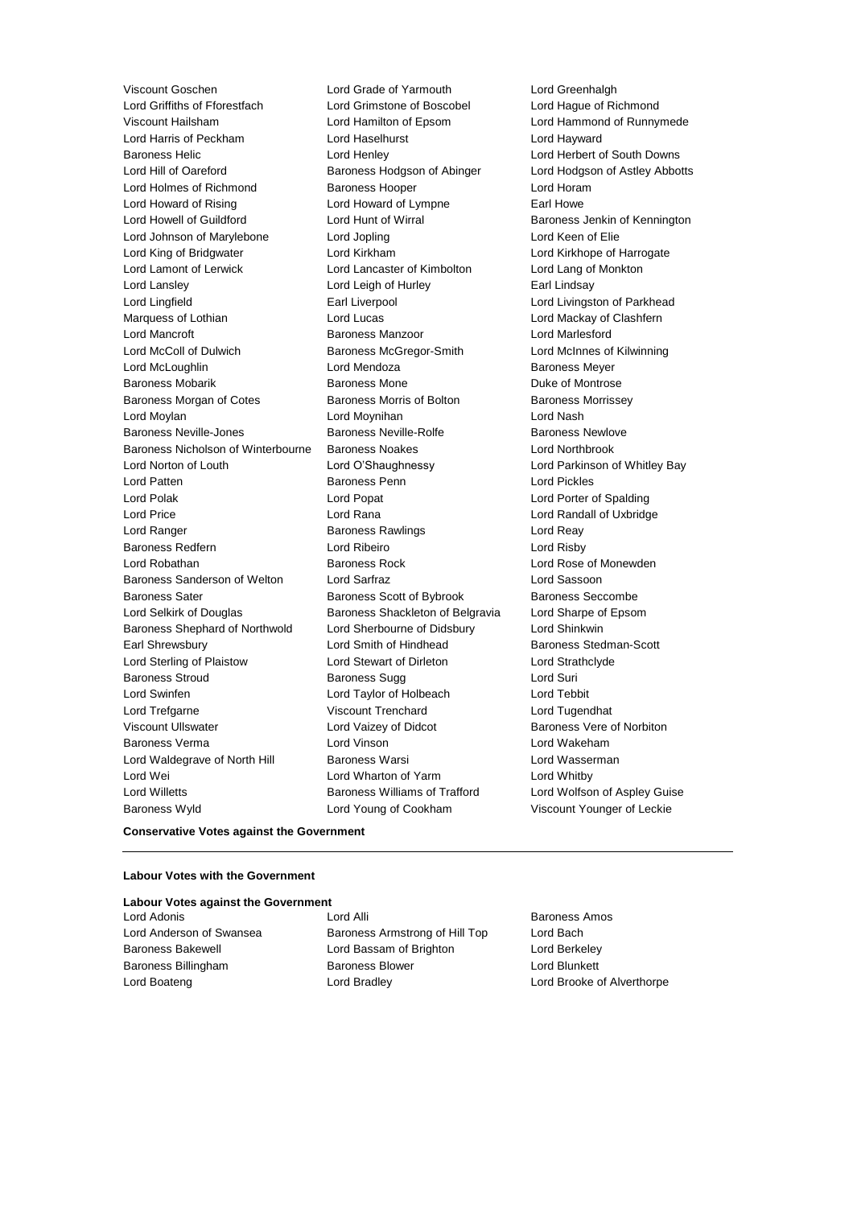Viscount Goschen
Lord Grade of Yarmouth
Lord Greenhalgh
Lord Griffiths of Fforestfach
Lord Grimstone of Boscobel
Lord Hague of Richmond
Viscount Hailsham
Lord Hamilton of Epsom
Lord Hammond of Runnymede
Lord Harris of Peckham
Lord Haselhurst
Lord Hayward
Baroness Helic
Lord Henley
Lord Herbert of South Downs
Lord Hill of Oareford
Baroness Hodgson of Abinger
Lord Hodgson of Astley Abbotts
Lord Holmes of Richmond
Baroness Hooper
Lord Horam
Lord Howard of Rising
Lord Howard of Lympne
Earl Howe
Lord Howell of Guildford
Lord Hunt of Wirral
Baroness Jenkin of Kennington
Lord Johnson of Marylebone
Lord Jopling
Lord Keen of Elie
Lord King of Bridgwater
Lord Kirkham
Lord Kirkhope of Harrogate
Lord Lamont of Lerwick
Lord Lancaster of Kimbolton
Lord Lang of Monkton
Lord Lansley
Lord Leigh of Hurley
Earl Lindsay
Lord Lingfield
Earl Liverpool
Lord Livingston of Parkhead
Marquess of Lothian
Lord Lucas
Lord Mackay of Clashfern
Lord Mancroft
Baroness Manzoor
Lord Marlesford
Lord McColl of Dulwich
Baroness McGregor-Smith
Lord McInnes of Kilwinning
Lord McLoughlin
Lord Mendoza
Baroness Meyer
Baroness Mobarik
Baroness Mone
Duke of Montrose
Baroness Morgan of Cotes
Baroness Morris of Bolton
Baroness Morrissey
Lord Moylan
Lord Moynihan
Lord Nash
Baroness Neville-Jones
Baroness Neville-Rolfe
Baroness Newlove
Baroness Nicholson of Winterbourne
Baroness Noakes
Lord Northbrook
Lord Norton of Louth
Lord O'Shaughnessy
Lord Parkinson of Whitley Bay
Lord Patten
Baroness Penn
Lord Pickles
Lord Polak
Lord Popat
Lord Porter of Spalding
Lord Price
Lord Rana
Lord Randall of Uxbridge
Lord Ranger
Baroness Rawlings
Lord Reay
Baroness Redfern
Lord Ribeiro
Lord Risby
Lord Robathan
Baroness Rock
Lord Rose of Monewden
Baroness Sanderson of Welton
Lord Sarfraz
Lord Sassoon
Baroness Sater
Baroness Scott of Bybrook
Baroness Seccombe
Lord Selkirk of Douglas
Baroness Shackleton of Belgravia
Lord Sharpe of Epsom
Baroness Shephard of Northwold
Lord Sherbourne of Didsbury
Lord Shinkwin
Earl Shrewsbury
Lord Smith of Hindhead
Baroness Stedman-Scott
Lord Sterling of Plaistow
Lord Stewart of Dirleton
Lord Strathclyde
Baroness Stroud
Baroness Sugg
Lord Suri
Lord Swinfen
Lord Taylor of Holbeach
Lord Tebbit
Lord Trefgarne
Viscount Trenchard
Lord Tugendhat
Viscount Ullswater
Lord Vaizey of Didcot
Baroness Vere of Norbiton
Baroness Verma
Lord Vinson
Lord Wakeham
Lord Waldegrave of North Hill
Baroness Warsi
Lord Wasserman
Lord Wei
Lord Wharton of Yarm
Lord Whitby
Lord Willetts
Baroness Williams of Trafford
Lord Wolfson of Aspley Guise
Baroness Wyld
Lord Young of Cookham
Viscount Younger of Leckie

**Conservative Votes against the Government**

---

**Labour Votes with the Government**

**Labour Votes against the Government**

Lord Adonis
Lord Alli
Baroness Amos
Lord Anderson of Swansea
Baroness Armstrong of Hill Top
Lord Bach
Baroness Bakewell
Lord Bassam of Brighton
Lord Berkeley
Baroness Billingham
Baroness Blower
Lord Blunkett
Lord Boateng
Lord Bradley
Lord Brooke of Alverthorpe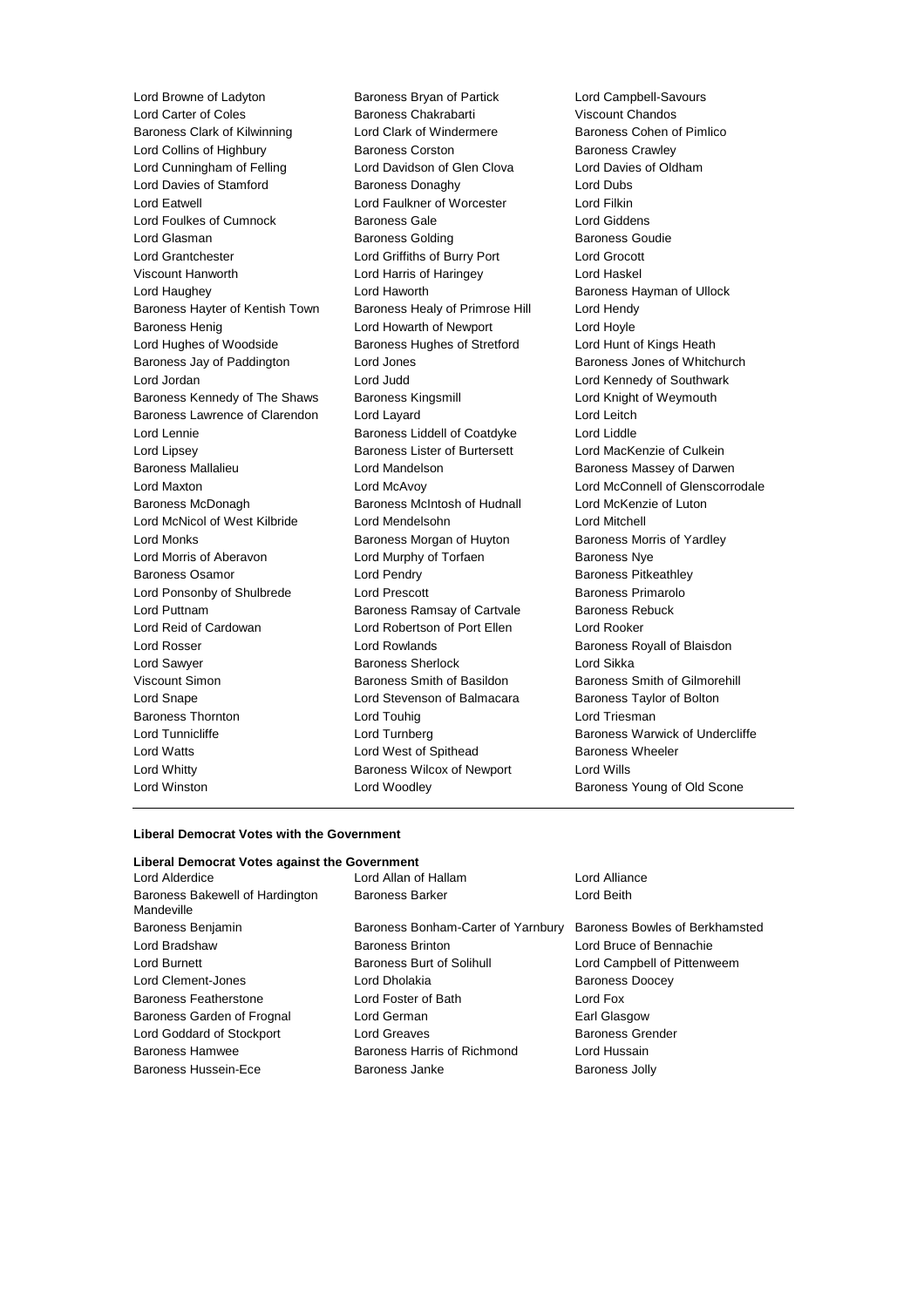Lord Browne of Ladyton
Baroness Bryan of Partick
Lord Campbell-Savours
Lord Carter of Coles
Baroness Chakrabarti
Viscount Chandos
Baroness Clark of Kilwinning
Lord Clark of Windermere
Baroness Cohen of Pimlico
Lord Collins of Highbury
Baroness Corston
Baroness Crawley
Lord Cunningham of Felling
Lord Davidson of Glen Clova
Lord Davies of Oldham
Lord Davies of Stamford
Baroness Donaghy
Lord Dubs
Lord Eatwell
Lord Faulkner of Worcester
Lord Filkin
Lord Foulkes of Cumnock
Baroness Gale
Lord Giddens
Lord Glasman
Baroness Golding
Baroness Goudie
Lord Grantchester
Lord Griffiths of Burry Port
Lord Grocott
Viscount Hanworth
Lord Harris of Haringey
Lord Haskel
Lord Haughey
Lord Haworth
Baroness Hayman of Ullock
Baroness Hayter of Kentish Town
Baroness Healy of Primrose Hill
Lord Hendy
Baroness Henig
Lord Howarth of Newport
Lord Hoyle
Lord Hughes of Woodside
Baroness Hughes of Stretford
Lord Hunt of Kings Heath
Baroness Jay of Paddington
Lord Jones
Baroness Jones of Whitchurch
Lord Jordan
Lord Judd
Lord Kennedy of Southwark
Baroness Kennedy of The Shaws
Baroness Kingsmill
Lord Knight of Weymouth
Baroness Lawrence of Clarendon
Lord Layard
Lord Leitch
Lord Lennie
Baroness Liddell of Coatdyke
Lord Liddle
Lord Lipsey
Baroness Lister of Burtersett
Lord MacKenzie of Culkein
Baroness Mallalieu
Lord Mandelson
Baroness Massey of Darwen
Lord Maxton
Lord McAvoy
Lord McConnell of Glenscorrodale
Baroness McDonagh
Baroness McIntosh of Hudnall
Lord McKenzie of Luton
Lord McNicol of West Kilbride
Lord Mendelsohn
Lord Mitchell
Lord Monks
Baroness Morgan of Huyton
Baroness Morris of Yardley
Lord Morris of Aberavon
Lord Murphy of Torfaen
Baroness Nye
Baroness Osamor
Lord Pendry
Baroness Pitkeathley
Lord Ponsonby of Shulbrede
Lord Prescott
Baroness Primarolo
Lord Puttnam
Baroness Ramsay of Cartvale
Baroness Rebuck
Lord Reid of Cardowan
Lord Robertson of Port Ellen
Lord Rooker
Lord Rosser
Lord Rowlands
Baroness Royall of Blaisdon
Lord Sawyer
Baroness Sherlock
Lord Sikka
Viscount Simon
Baroness Smith of Basildon
Baroness Smith of Gilmorehill
Lord Snape
Lord Stevenson of Balmacara
Baroness Taylor of Bolton
Baroness Thornton
Lord Touhig
Lord Triesman
Lord Tunnicliffe
Lord Turnberg
Baroness Warwick of Undercliffe
Lord Watts
Lord West of Spithead
Baroness Wheeler
Lord Whitty
Baroness Wilcox of Newport
Lord Wills
Lord Winston
Lord Woodley
Baroness Young of Old Scone

---

**Liberal Democrat Votes with the Government**

**Liberal Democrat Votes against the Government**

Lord Alderdice
Lord Allan of Hallam
Lord Alliance
Baroness Bakewell of Hardington Mandeville
Baroness Barker
Lord Beith
Baroness Benjamin
Baroness Bonham-Carter of Yarnbury
Baroness Bowles of Berkhamsted
Lord Bradshaw
Baroness Brinton
Lord Bruce of Bennachie
Lord Burnett
Baroness Burt of Solihull
Lord Campbell of Pittenweem
Lord Clement-Jones
Lord Dholakia
Baroness Doocey
Baroness Featherstone
Lord Foster of Bath
Lord Fox
Baroness Garden of Frognal
Lord German
Earl Glasgow
Lord Goddard of Stockport
Lord Greaves
Baroness Grender
Baroness Hamwee
Baroness Harris of Richmond
Lord Hussain
Baroness Hussein-Ece
Baroness Janke
Baroness Jolly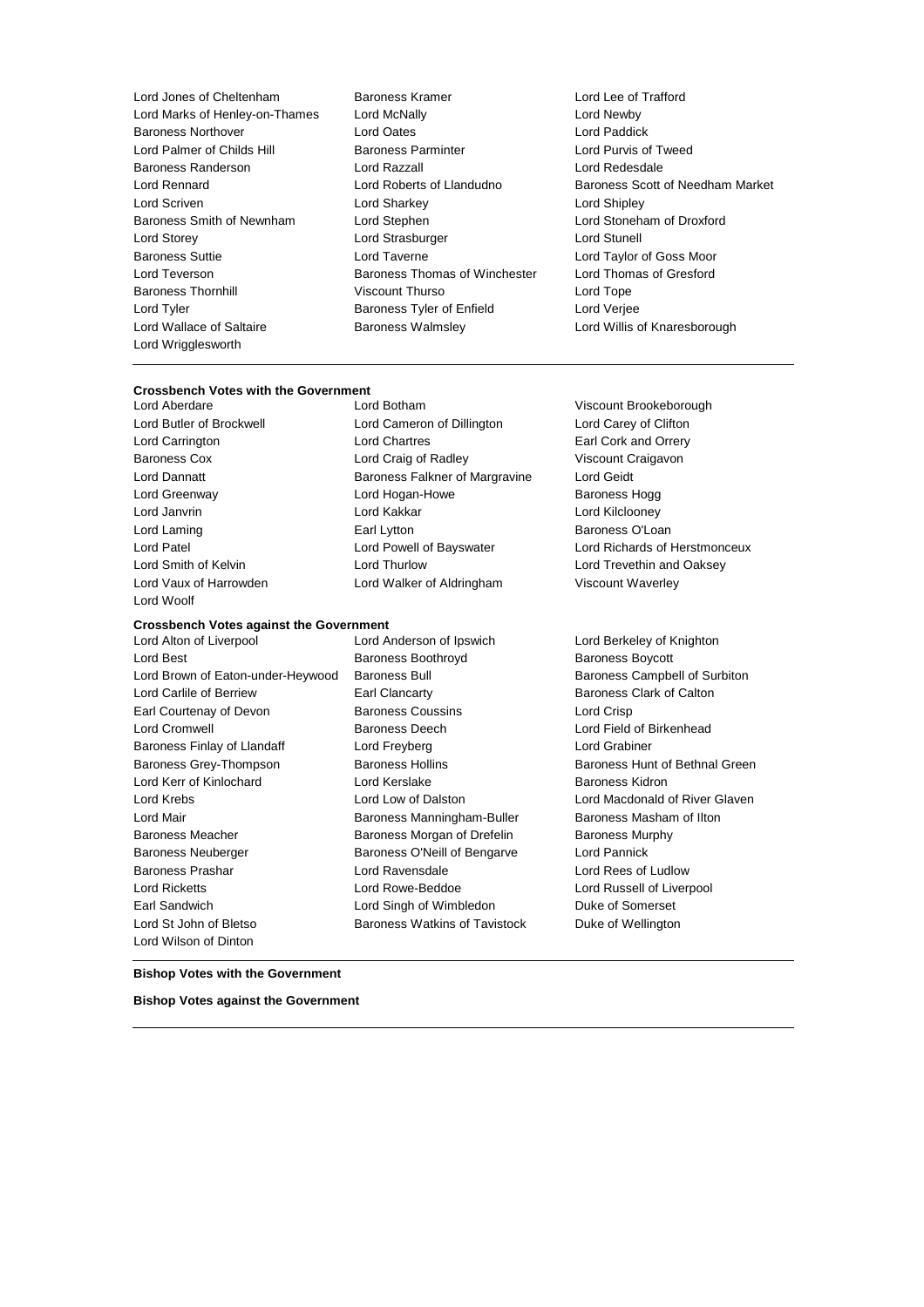Lord Jones of Cheltenham
Baroness Kramer
Lord Lee of Trafford
Lord Marks of Henley-on-Thames
Lord McNally
Lord Newby
Baroness Northover
Lord Oates
Lord Paddick
Lord Palmer of Childs Hill
Baroness Parminter
Lord Purvis of Tweed
Baroness Randerson
Lord Razzall
Lord Redesdale
Lord Rennard
Lord Roberts of Llandudno
Baroness Scott of Needham Market
Lord Scriven
Lord Sharkey
Lord Shipley
Baroness Smith of Newnham
Lord Stephen
Lord Stoneham of Droxford
Lord Storey
Lord Strasburger
Lord Stunell
Baroness Suttie
Lord Taverne
Lord Taylor of Goss Moor
Lord Teverson
Baroness Thomas of Winchester
Lord Thomas of Gresford
Baroness Thornhill
Viscount Thurso
Lord Tope
Lord Tyler
Baroness Tyler of Enfield
Lord Verjee
Lord Wallace of Saltaire
Baroness Walmsley
Lord Willis of Knaresborough
Lord Wrigglesworth

---

**Crossbench Votes with the Government**

Lord Aberdare
Lord Botham
Viscount Brookeborough
Lord Butler of Brockwell
Lord Cameron of Dillington
Lord Carey of Clifton
Lord Carrington
Lord Chartres
Earl Cork and Orrery
Baroness Cox
Lord Craig of Radley
Viscount Craigavon
Lord Dannatt
Baroness Falkner of Margravine
Lord Geidt
Lord Greenway
Lord Hogan-Howe
Baroness Hogg
Lord Janvrin
Lord Kakkar
Lord Kilclooney
Lord Laming
Earl Lytton
Baroness O'Loan
Lord Patel
Lord Powell of Bayswater
Lord Richards of Herstmonceux
Lord Smith of Kelvin
Lord Thurlow
Lord Trevethin and Oaksey
Lord Vaux of Harrowden
Lord Walker of Aldringham
Viscount Waverley
Lord Woolf

**Crossbench Votes against the Government**

Lord Alton of Liverpool
Lord Anderson of Ipswich
Lord Berkeley of Knighton
Lord Best
Baroness Boothroyd
Baroness Boycott
Lord Brown of Eaton-under-Heywood
Baroness Bull
Baroness Campbell of Surbiton
Lord Carlile of Berriew
Earl Clancarty
Baroness Clark of Calton
Earl Courtenay of Devon
Baroness Coussins
Lord Crisp
Lord Cromwell
Baroness Deech
Lord Field of Birkenhead
Baroness Finlay of Llandaff
Lord Freyberg
Lord Grabiner
Baroness Grey-Thompson
Baroness Hollins
Baroness Hunt of Bethnal Green
Lord Kerr of Kinlochard
Lord Kerslake
Baroness Kidron
Lord Krebs
Lord Low of Dalston
Lord Macdonald of River Glaven
Lord Mair
Baroness Manningham-Buller
Baroness Masham of Ilton
Baroness Meacher
Baroness Morgan of Drefelin
Baroness Murphy
Baroness Neuberger
Baroness O'Neill of Bengarve
Lord Pannick
Baroness Prashar
Lord Ravensdale
Lord Rees of Ludlow
Lord Ricketts
Lord Rowe-Beddoe
Lord Russell of Liverpool
Earl Sandwich
Lord Singh of Wimbledon
Duke of Somerset
Lord St John of Bletso
Baroness Watkins of Tavistock
Duke of Wellington
Lord Wilson of Dinton

---

**Bishop Votes with the Government**

**Bishop Votes against the Government**

---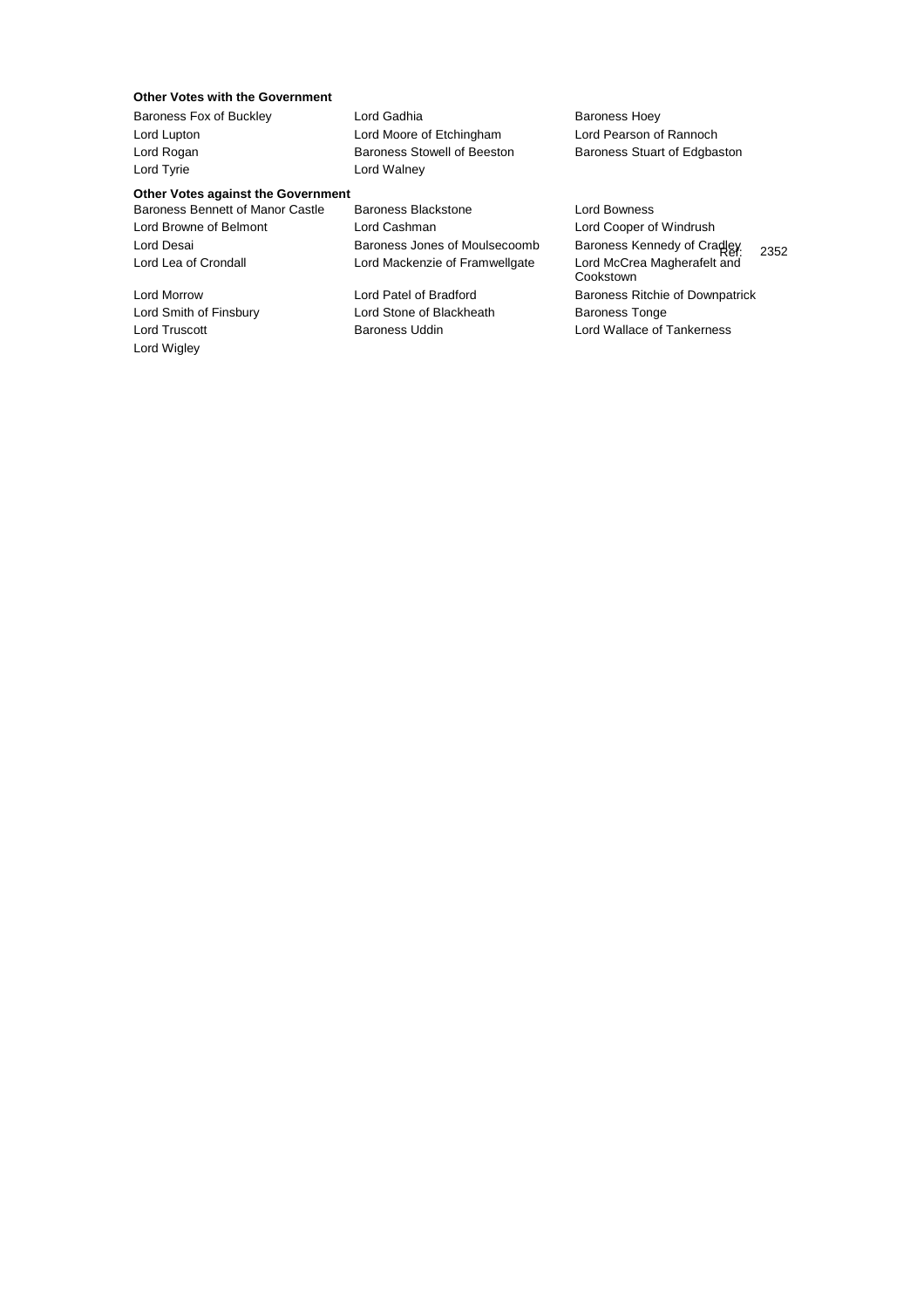**Other Votes with the Government**

Baroness Fox of Buckley
Lord Gadhia
Baroness Hoey
Lord Lupton
Lord Moore of Etchingham
Lord Pearson of Rannoch
Lord Rogan
Baroness Stowell of Beeston
Baroness Stuart of Edgbaston
Lord Tyrie
Lord Walney

**Other Votes against the Government**

Baroness Bennett of Manor Castle
Baroness Blackstone
Lord Bowness
Lord Browne of Belmont
Lord Cashman
Lord Cooper of Windrush
Lord Desai
Baroness Jones of Moulsecoomb
Baroness Kennedy of Cradley
Lord Lea of Crondall
Lord Mackenzie of Framwellgate
Lord McCrea Magherafelt and Cookstown
Lord Morrow
Lord Patel of Bradford
Baroness Ritchie of Downpatrick
Lord Smith of Finsbury
Lord Stone of Blackheath
Baroness Tonge
Lord Truscott
Baroness Uddin
Lord Wallace of Tankerness
Lord Wigley

Ref: 2352